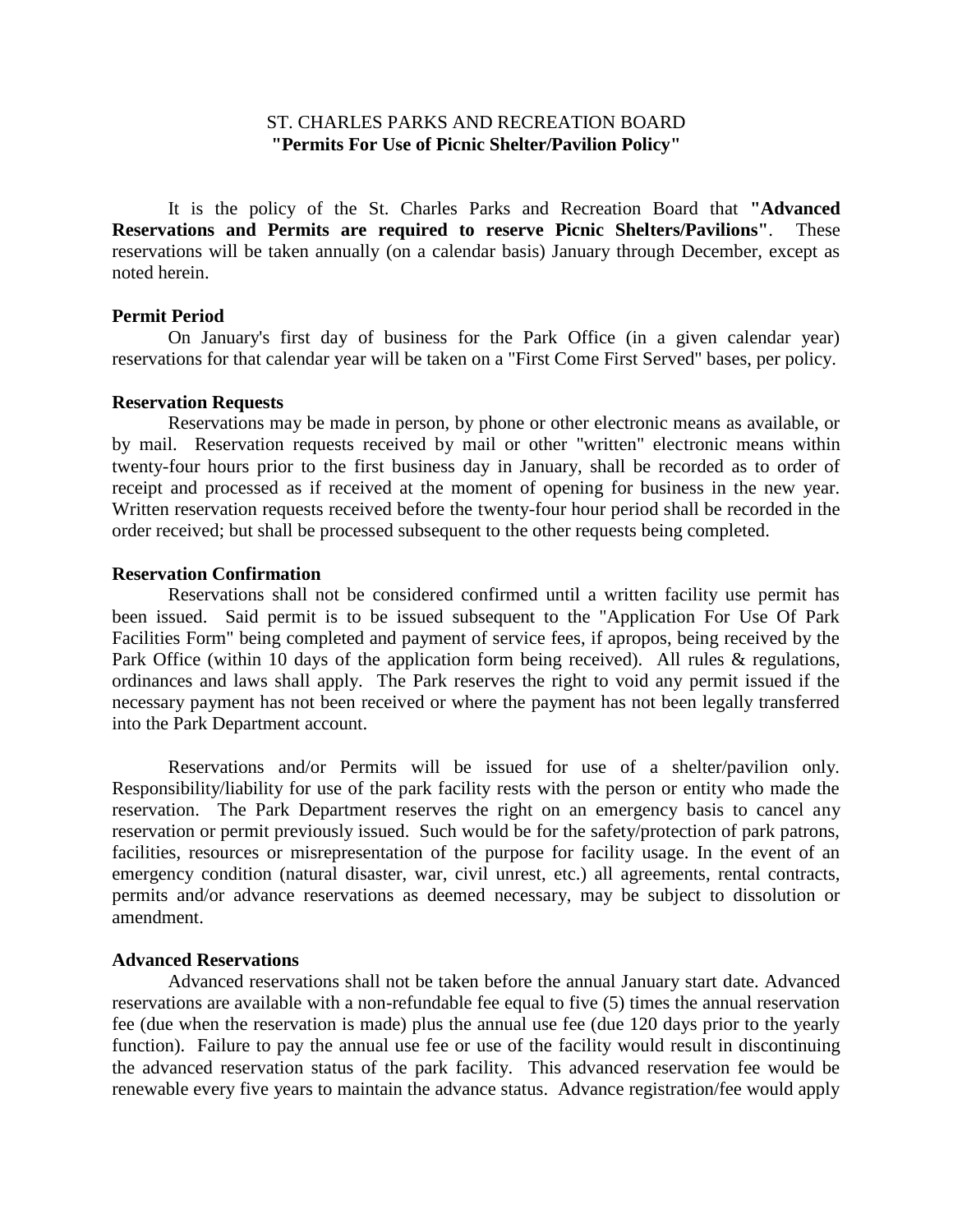ST. CHARLES PARKS AND RECREATION BOARD
**"Permits For Use of Picnic Shelter/Pavilion Policy"**

It is the policy of the St. Charles Parks and Recreation Board that **"Advanced Reservations and Permits are required to reserve Picnic Shelters/Pavilions"**. These reservations will be taken annually (on a calendar basis) January through December, except as noted herein.

**Permit Period**

On January's first day of business for the Park Office (in a given calendar year) reservations for that calendar year will be taken on a "First Come First Served" bases, per policy.

**Reservation Requests**

Reservations may be made in person, by phone or other electronic means as available, or by mail. Reservation requests received by mail or other "written" electronic means within twenty-four hours prior to the first business day in January, shall be recorded as to order of receipt and processed as if received at the moment of opening for business in the new year. Written reservation requests received before the twenty-four hour period shall be recorded in the order received; but shall be processed subsequent to the other requests being completed.

**Reservation Confirmation**

Reservations shall not be considered confirmed until a written facility use permit has been issued. Said permit is to be issued subsequent to the "Application For Use Of Park Facilities Form" being completed and payment of service fees, if apropos, being received by the Park Office (within 10 days of the application form being received). All rules & regulations, ordinances and laws shall apply. The Park reserves the right to void any permit issued if the necessary payment has not been received or where the payment has not been legally transferred into the Park Department account.

Reservations and/or Permits will be issued for use of a shelter/pavilion only. Responsibility/liability for use of the park facility rests with the person or entity who made the reservation. The Park Department reserves the right on an emergency basis to cancel any reservation or permit previously issued. Such would be for the safety/protection of park patrons, facilities, resources or misrepresentation of the purpose for facility usage. In the event of an emergency condition (natural disaster, war, civil unrest, etc.) all agreements, rental contracts, permits and/or advance reservations as deemed necessary, may be subject to dissolution or amendment.

**Advanced Reservations**

Advanced reservations shall not be taken before the annual January start date. Advanced reservations are available with a non-refundable fee equal to five (5) times the annual reservation fee (due when the reservation is made) plus the annual use fee (due 120 days prior to the yearly function). Failure to pay the annual use fee or use of the facility would result in discontinuing the advanced reservation status of the park facility. This advanced reservation fee would be renewable every five years to maintain the advance status. Advance registration/fee would apply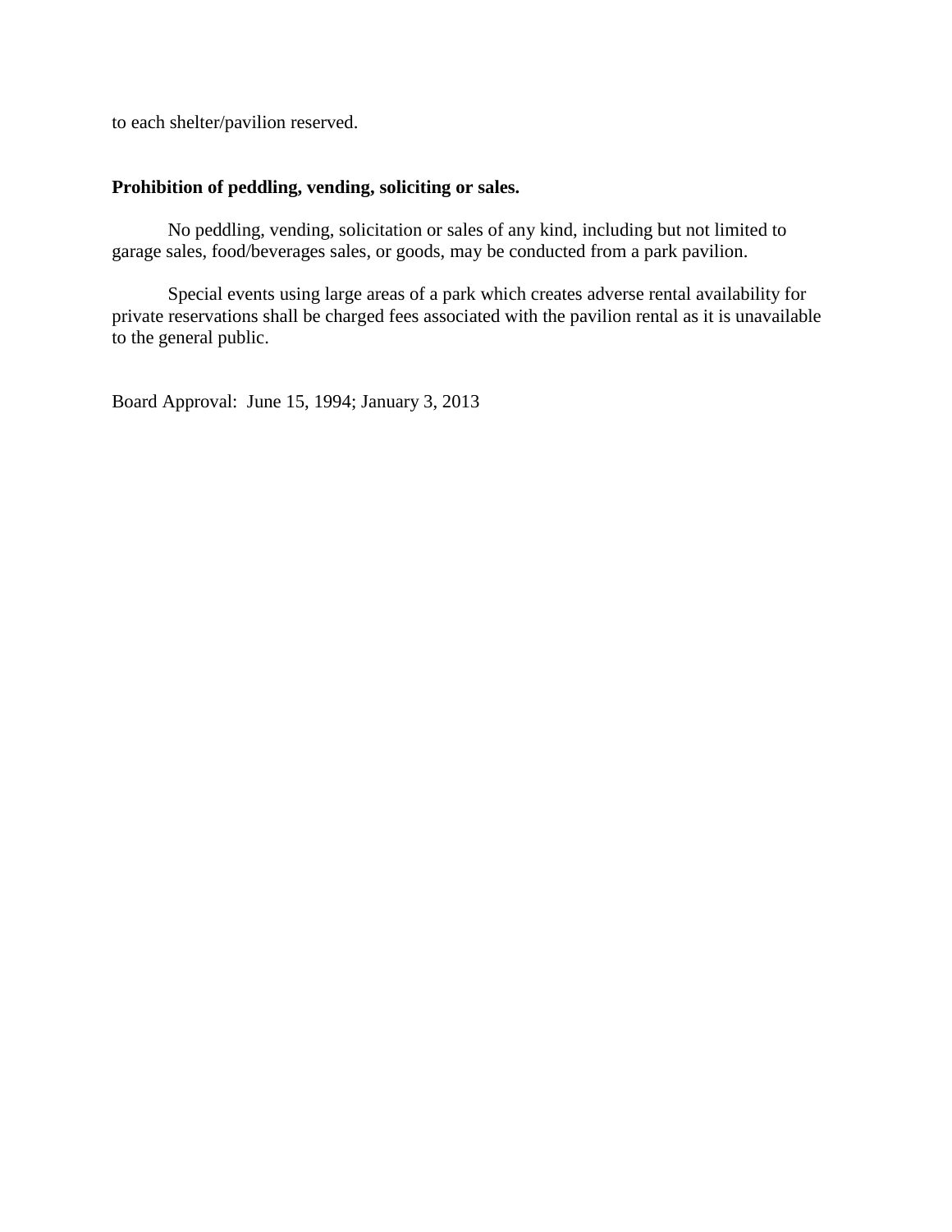to each shelter/pavilion reserved.

**Prohibition of peddling, vending, soliciting or sales.**

No peddling, vending, solicitation or sales of any kind, including but not limited to garage sales, food/beverages sales, or goods, may be conducted from a park pavilion.

Special events using large areas of a park which creates adverse rental availability for private reservations shall be charged fees associated with the pavilion rental as it is unavailable to the general public.

Board Approval: June 15, 1994; January 3, 2013